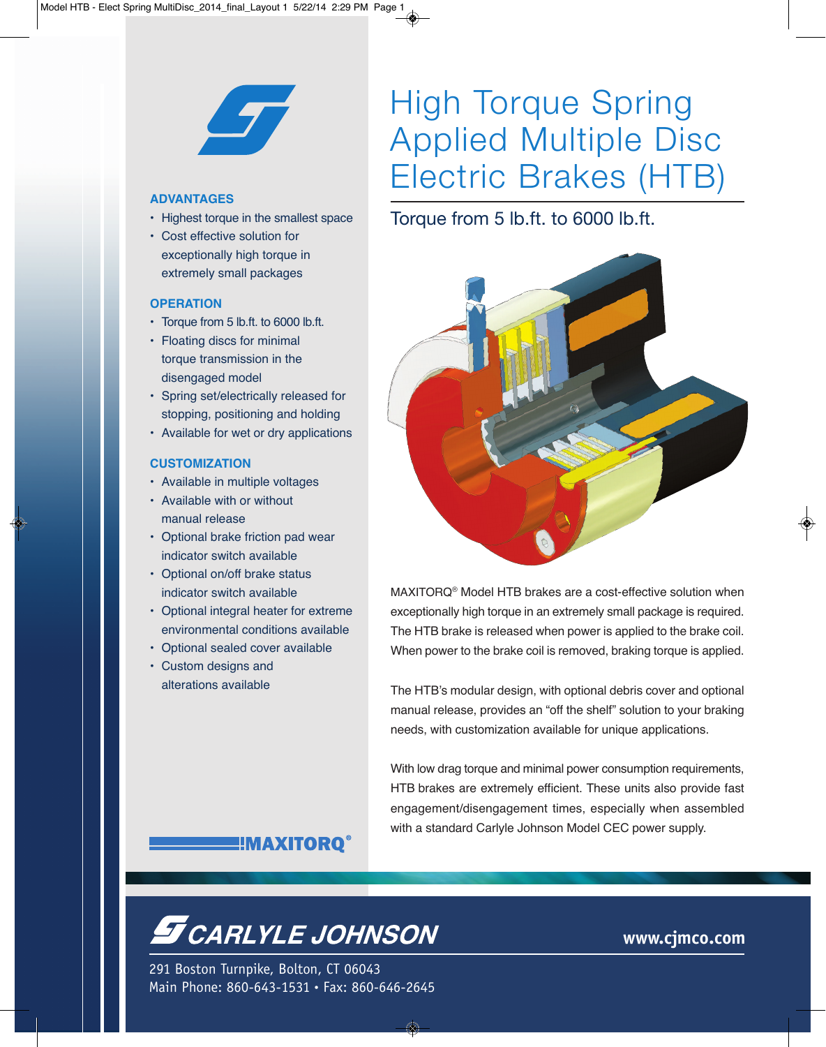# High Torque Spring Applied Multiple Disc Electric Brakes (HTB)

## Torque from 5 lb.ft. to 6000 lb.ft.

### ADVANTAGES

- Highest torque in the smallest space
- Cost effective solution for exceptionally high torque in extremely small packages

### OPERATION

- Torque from 5 lb.ft. to 6000 lb.ft.
- Floating discs for minimal torque transmission in the disengaged model
- Spring set/electrically released for stopping, positioning and holding
- Available for wet or dry applications

### CUSTOMIZATION

- Available in multiple voltages
- Available with or without manual release
- Optional brake friction pad wear indicator switch available
- Optional on/off brake status indicator switch available
- Optional integral heater for extreme environmental conditions available
- Optional sealed cover available
- Custom designs and alterations available

MAXITORQ®

MAXITORQ® Model HTB brakes are a cost-effective solution when exceptionally high torque in an extremely small package is required. The HTB brake is released when power is applied to the brake coil. When power to the brake coil is removed, braking torque is applied.

The HTB's modular design, with optional debris cover and optional manual release, provides an "off the shelf" solution to your braking needs, with customization available for unique applications.

With low drag torque and minimal power consumption requirements, HTB brakes are extremely efficient. These units also provide fast engagement/disengagement times, especially when assembled with a standard Carlyle Johnson Model CEC power supply.

**CARLYLE JOHNSON**

www.cjmco.com

291 Boston Turnpike, Bolton, CT 06043
Main Phone: 860-643-1531 • Fax: 860-646-2645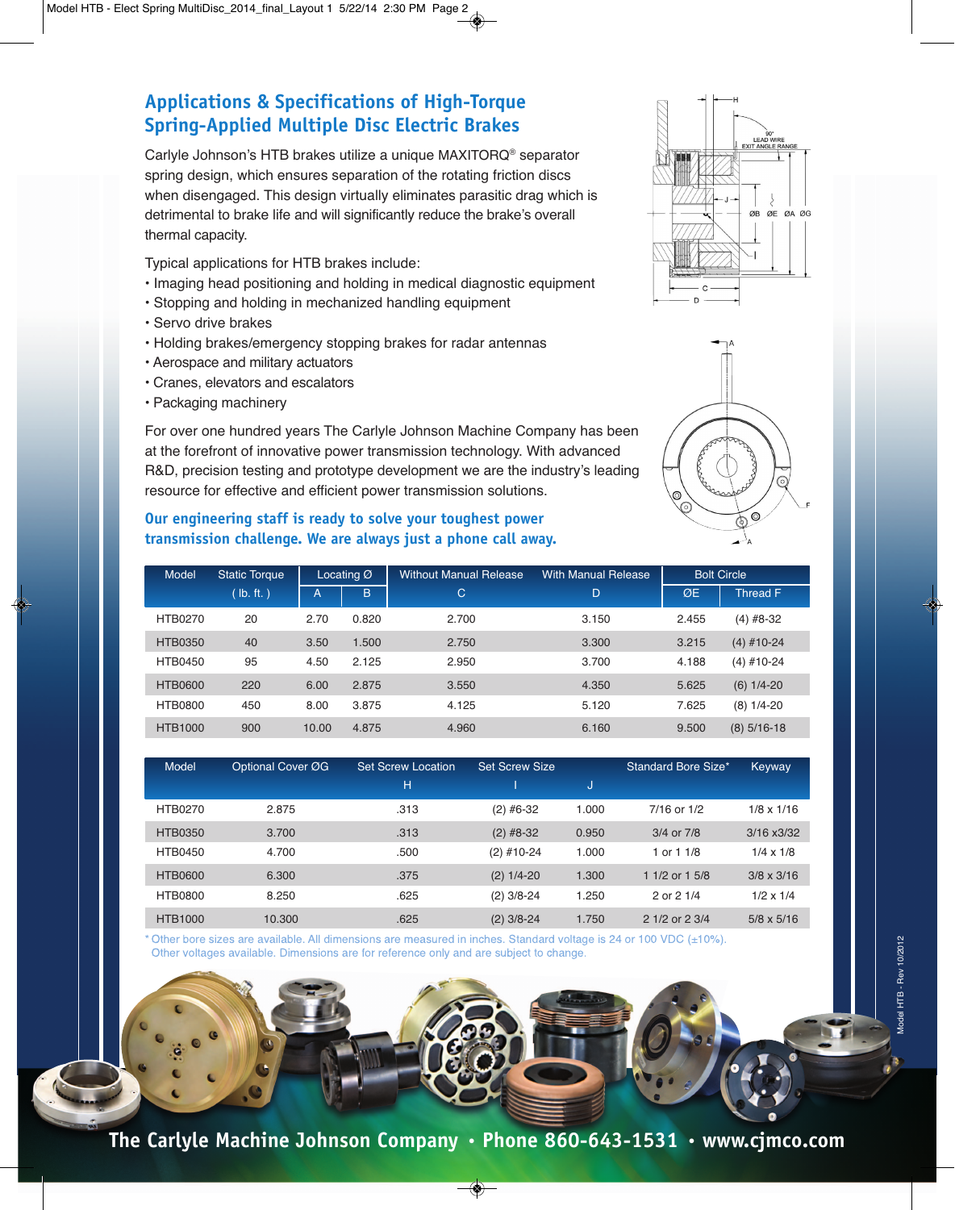## Applications & Specifications of High-Torque Spring-Applied Multiple Disc Electric Brakes

Carlyle Johnson's HTB brakes utilize a unique MAXITORQ® separator spring design, which ensures separation of the rotating friction discs when disengaged. This design virtually eliminates parasitic drag which is detrimental to brake life and will significantly reduce the brake's overall thermal capacity.

Typical applications for HTB brakes include:

- Imaging head positioning and holding in medical diagnostic equipment
- Stopping and holding in mechanized handling equipment
- Servo drive brakes
- Holding brakes/emergency stopping brakes for radar antennas
- Aerospace and military actuators
- Cranes, elevators and escalators
- Packaging machinery

For over one hundred years The Carlyle Johnson Machine Company has been at the forefront of innovative power transmission technology. With advanced R&D, precision testing and prototype development we are the industry's leading resource for effective and efficient power transmission solutions.

**Our engineering staff is ready to solve your toughest power transmission challenge. We are always just a phone call away.**

H
90° LEAD WIRE EXIT ANGLE RANGE
J
ØB ØE ØA ØG
I
C
D
A
F
A

| Model | Static Torque ( lb. ft. ) | Locating Ø | | Without Manual Release | With Manual Release | Bolt Circle | |
|---|---|---|---|---|---|---|---|
| | | A | B | C | D | ØE | Thread F |
| HTB0270 | 20 | 2.70 | 0.820 | 2.700 | 3.150 | 2.455 | (4) #8-32 |
| HTB0350 | 40 | 3.50 | 1.500 | 2.750 | 3.300 | 3.215 | (4) #10-24 |
| HTB0450 | 95 | 4.50 | 2.125 | 2.950 | 3.700 | 4.188 | (4) #10-24 |
| HTB0600 | 220 | 6.00 | 2.875 | 3.550 | 4.350 | 5.625 | (6) 1/4-20 |
| HTB0800 | 450 | 8.00 | 3.875 | 4.125 | 5.120 | 7.625 | (8) 1/4-20 |
| HTB1000 | 900 | 10.00 | 4.875 | 4.960 | 6.160 | 9.500 | (8) 5/16-18 |

| Model | Optional Cover ØG | Set Screw Location H | Set Screw Size I | J | Standard Bore Size* | Keyway |
|---|---|---|---|---|---|---|
| HTB0270 | 2.875 | .313 | (2) #6-32 | 1.000 | 7/16 or 1/2 | 1/8 x 1/16 |
| HTB0350 | 3.700 | .313 | (2) #8-32 | 0.950 | 3/4 or 7/8 | 3/16 x3/32 |
| HTB0450 | 4.700 | .500 | (2) #10-24 | 1.000 | 1 or 1 1/8 | 1/4 x 1/8 |
| HTB0600 | 6.300 | .375 | (2) 1/4-20 | 1.300 | 1 1/2 or 1 5/8 | 3/8 x 3/16 |
| HTB0800 | 8.250 | .625 | (2) 3/8-24 | 1.250 | 2 or 2 1/4 | 1/2 x 1/4 |
| HTB1000 | 10.300 | .625 | (2) 3/8-24 | 1.750 | 2 1/2 or 2 3/4 | 5/8 x 5/16 |

\* Other bore sizes are available. All dimensions are measured in inches. Standard voltage is 24 or 100 VDC (±10%). Other voltages available. Dimensions are for reference only and are subject to change.

Model HTB - Rev 10/2012

**The Carlyle Machine Johnson Company • Phone 860-643-1531 • www.cjmco.com**